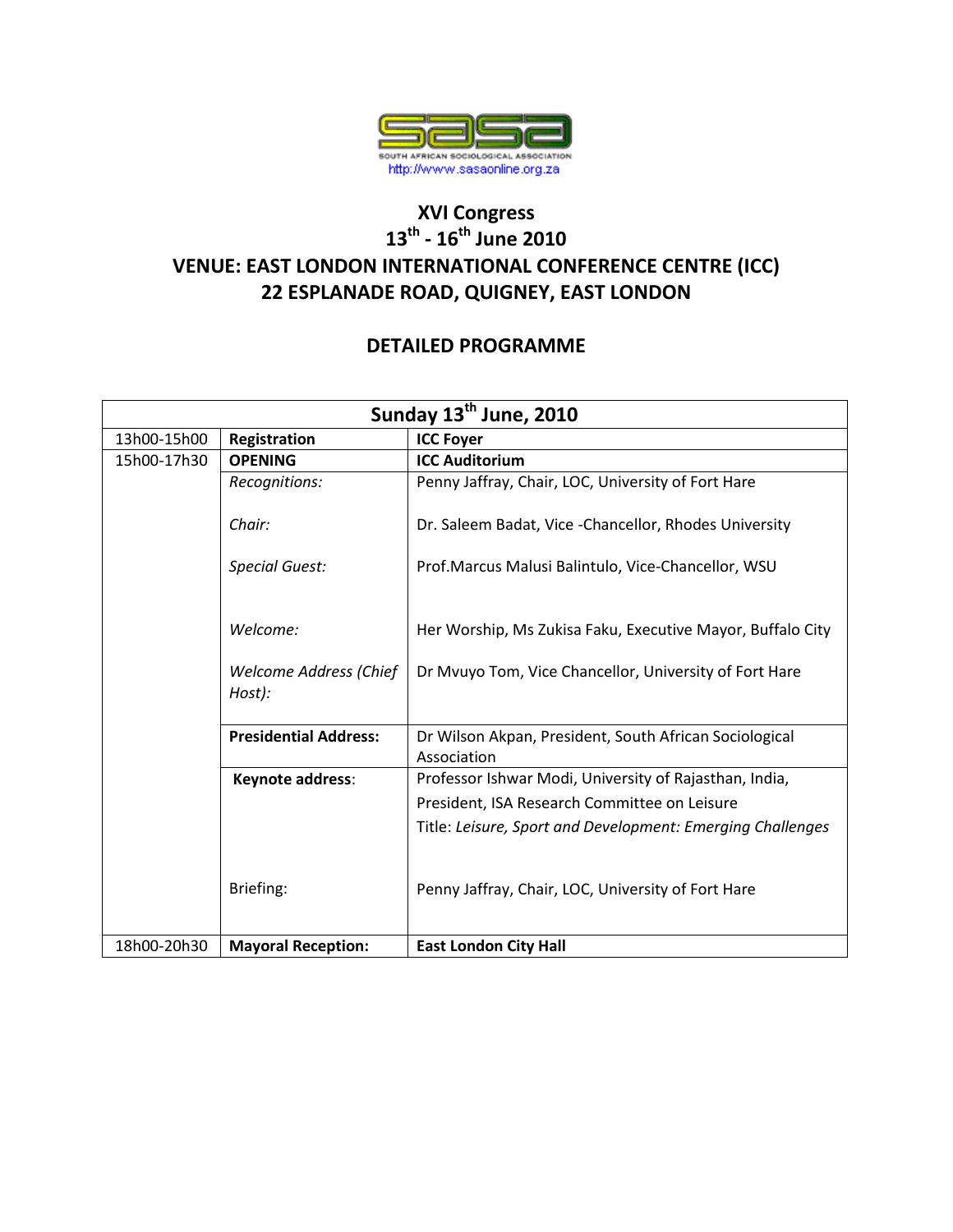SOUTH AFRICAN SOCIOLOGICAL ASSOCIATION
http://www.sasaonline.org.za

# XVI Congress
## 13th - 16th June 2010
## VENUE: EAST LONDON INTERNATIONAL CONFERENCE CENTRE (ICC)
## 22 ESPLANADE ROAD, QUIGNEY, EAST LONDON

## DETAILED PROGRAMME

| Sunday 13th June, 2010 | | |
|---|---|---|
| 13h00-15h00 | **Registration** | **ICC Foyer** |
| 15h00-17h30 | **OPENING** | **ICC Auditorium** |
| | *Recognitions:* | Penny Jaffray, Chair, LOC, University of Fort Hare |
| | *Chair:* | Dr. Saleem Badat, Vice -Chancellor, Rhodes University |
| | *Special Guest:* | Prof.Marcus Malusi Balintulo, Vice-Chancellor, WSU |
| | *Welcome:* | Her Worship, Ms Zukisa Faku, Executive Mayor, Buffalo City |
| | *Welcome Address (Chief Host):* | Dr Mvuyo Tom, Vice Chancellor, University of Fort Hare |
| | **Presidential Address:** | Dr Wilson Akpan, President, South African Sociological Association |
| | **Keynote address**: | Professor Ishwar Modi, University of Rajasthan, India, President, ISA Research Committee on Leisure<br>Title: *Leisure, Sport and Development: Emerging Challenges* |
| | Briefing: | Penny Jaffray, Chair, LOC, University of Fort Hare |
| 18h00-20h30 | **Mayoral Reception:** | **East London City Hall** |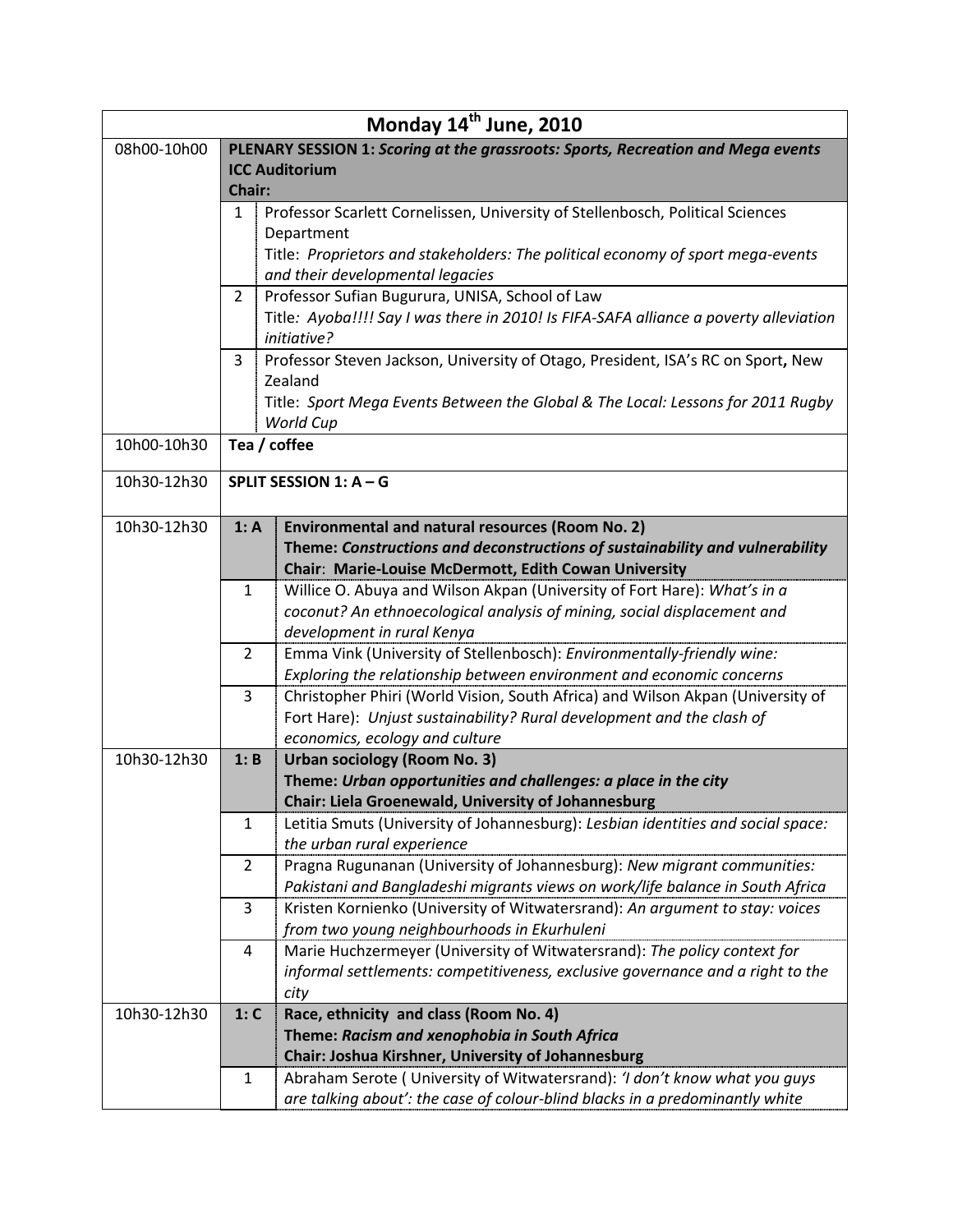| Monday 14th June, 2010 | | |
|---|---|---|
| 08h00-10h00 | **PLENARY SESSION 1:** ***Scoring at the grassroots: Sports, Recreation and Mega events*** **ICC Auditorium** **Chair:** | |
| | 1 | Professor Scarlett Cornelissen, University of Stellenbosch, Political Sciences Department<br>Title: *Proprietors and stakeholders: The political economy of sport mega-events and their developmental legacies* |
| | 2 | Professor Sufian Bugurura, UNISA, School of Law<br>Title*: Ayoba!!!! Say I was there in 2010! Is FIFA-SAFA alliance a poverty alleviation initiative?* |
| | 3 | Professor Steven Jackson, University of Otago, President, ISA's RC on Sport**,** New Zealand<br>Title: *Sport Mega Events Between the Global & The Local: Lessons for 2011 Rugby World Cup* |
| 10h00-10h30 | **Tea / coffee** | |
| 10h30-12h30 | **SPLIT SESSION 1: A – G** | |
| 10h30-12h30 | **1: A** | **Environmental and natural resources (Room No. 2)**<br>**Theme:** ***Constructions and deconstructions of sustainability and vulnerability***<br>**Chair: Marie-Louise McDermott, Edith Cowan University** |
| | 1 | Willice O. Abuya and Wilson Akpan (University of Fort Hare): *What's in a coconut? An ethnoecological analysis of mining, social displacement and development in rural Kenya* |
| | 2 | Emma Vink (University of Stellenbosch): *Environmentally-friendly wine: Exploring the relationship between environment and economic concerns* |
| | 3 | Christopher Phiri (World Vision, South Africa) and Wilson Akpan (University of Fort Hare): *Unjust sustainability? Rural development and the clash of economics, ecology and culture* |
| 10h30-12h30 | **1: B** | **Urban sociology (Room No. 3)**<br>**Theme:** ***Urban opportunities and challenges: a place in the city***<br>**Chair: Liela Groenewald, University of Johannesburg** |
| | 1 | Letitia Smuts (University of Johannesburg): *Lesbian identities and social space: the urban rural experience* |
| | 2 | Pragna Rugunanan (University of Johannesburg): *New migrant communities: Pakistani and Bangladeshi migrants views on work/life balance in South Africa* |
| | 3 | Kristen Kornienko (University of Witwatersrand): *An argument to stay: voices from two young neighbourhoods in Ekurhuleni* |
| | 4 | Marie Huchzermeyer (University of Witwatersrand): *The policy context for informal settlements: competitiveness, exclusive governance and a right to the city* |
| 10h30-12h30 | **1: C** | **Race, ethnicity and class (Room No. 4)**<br>**Theme:** ***Racism and xenophobia in South Africa***<br>**Chair: Joshua Kirshner, University of Johannesburg** |
| | 1 | Abraham Serote ( University of Witwatersrand): *'I don't know what you guys are talking about': the case of colour-blind blacks in a predominantly white* |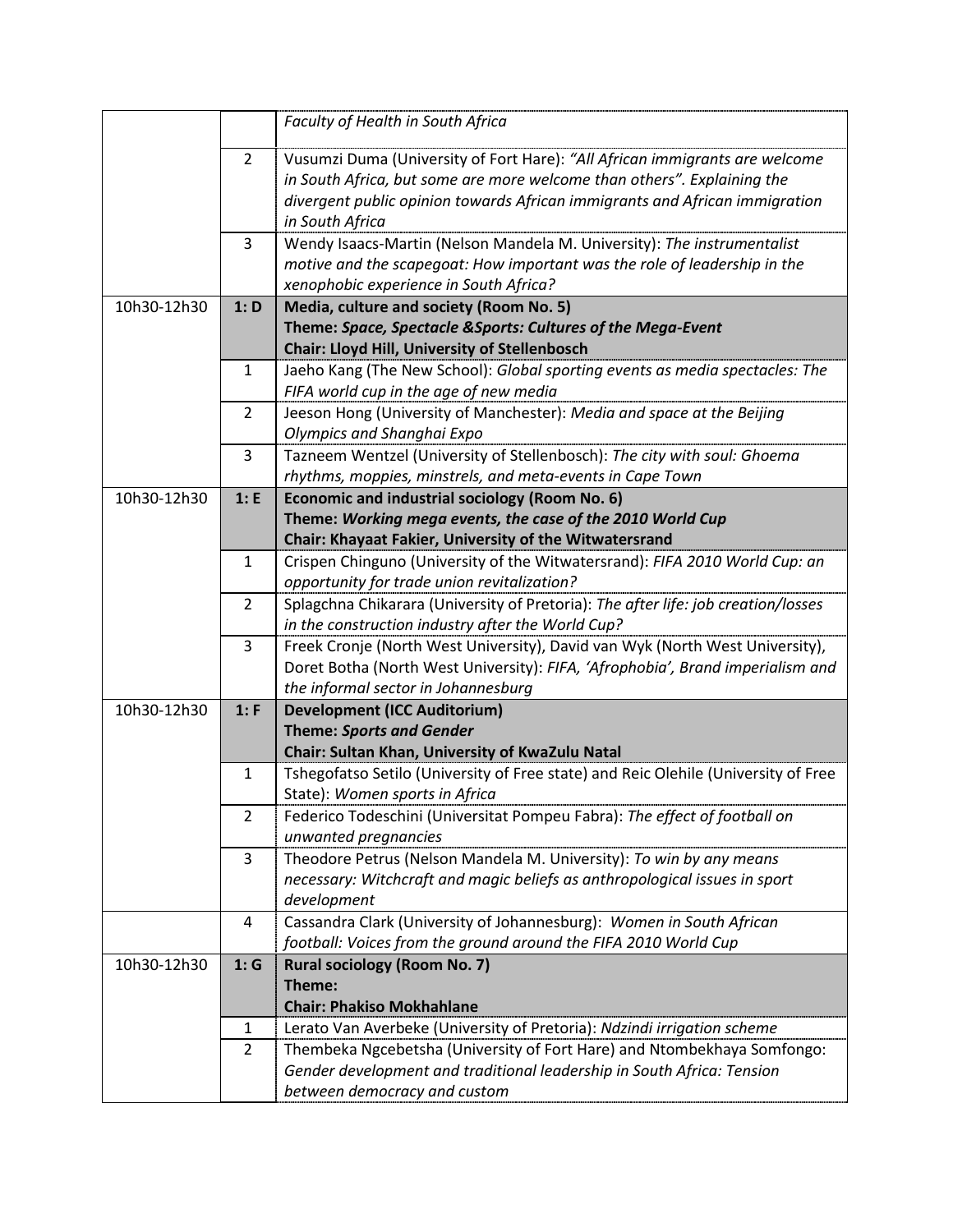| | | |
|---|---|---|
| | | *Faculty of Health in South Africa* |
| | 2 | Vusumzi Duma (University of Fort Hare): *"All African immigrants are welcome in South Africa, but some are more welcome than others". Explaining the divergent public opinion towards African immigrants and African immigration in South Africa* |
| | 3 | Wendy Isaacs-Martin (Nelson Mandela M. University): *The instrumentalist motive and the scapegoat: How important was the role of leadership in the xenophobic experience in South Africa?* |
| 10h30-12h30 | **1: D** | **Media, culture and society (Room No. 5)**<br>**Theme: *Space, Spectacle &Sports: Cultures of the Mega-Event***<br>**Chair: Lloyd Hill, University of Stellenbosch** |
| | 1 | Jaeho Kang (The New School): *Global sporting events as media spectacles: The FIFA world cup in the age of new media* |
| | 2 | Jeeson Hong (University of Manchester): *Media and space at the Beijing Olympics and Shanghai Expo* |
| | 3 | Tazneem Wentzel (University of Stellenbosch): *The city with soul: Ghoema rhythms, moppies, minstrels, and meta-events in Cape Town* |
| 10h30-12h30 | **1: E** | **Economic and industrial sociology (Room No. 6)**<br>**Theme: *Working mega events, the case of the 2010 World Cup***<br>**Chair: Khayaat Fakier, University of the Witwatersrand** |
| | 1 | Crispen Chinguno (University of the Witwatersrand): *FIFA 2010 World Cup: an opportunity for trade union revitalization?* |
| | 2 | Splagchna Chikarara (University of Pretoria): *The after life: job creation/losses in the construction industry after the World Cup?* |
| | 3 | Freek Cronje (North West University), David van Wyk (North West University), Doret Botha (North West University): *FIFA, 'Afrophobia', Brand imperialism and the informal sector in Johannesburg* |
| 10h30-12h30 | **1: F** | **Development (ICC Auditorium)**<br>**Theme: *Sports and Gender***<br>**Chair: Sultan Khan, University of KwaZulu Natal** |
| | 1 | Tshegofatso Setilo (University of Free state) and Reic Olehile (University of Free State): *Women sports in Africa* |
| | 2 | Federico Todeschini (Universitat Pompeu Fabra): *The effect of football on unwanted pregnancies* |
| | 3 | Theodore Petrus (Nelson Mandela M. University): *To win by any means necessary: Witchcraft and magic beliefs as anthropological issues in sport development* |
| | 4 | Cassandra Clark (University of Johannesburg): *Women in South African football: Voices from the ground around the FIFA 2010 World Cup* |
| 10h30-12h30 | **1: G** | **Rural sociology (Room No. 7)**<br>**Theme:**<br>**Chair: Phakiso Mokhahlane** |
| | 1 | Lerato Van Averbeke (University of Pretoria): *Ndzindi irrigation scheme* |
| | 2 | Thembeka Ngcebetsha (University of Fort Hare) and Ntombekhaya Somfongo: *Gender development and traditional leadership in South Africa: Tension between democracy and custom* |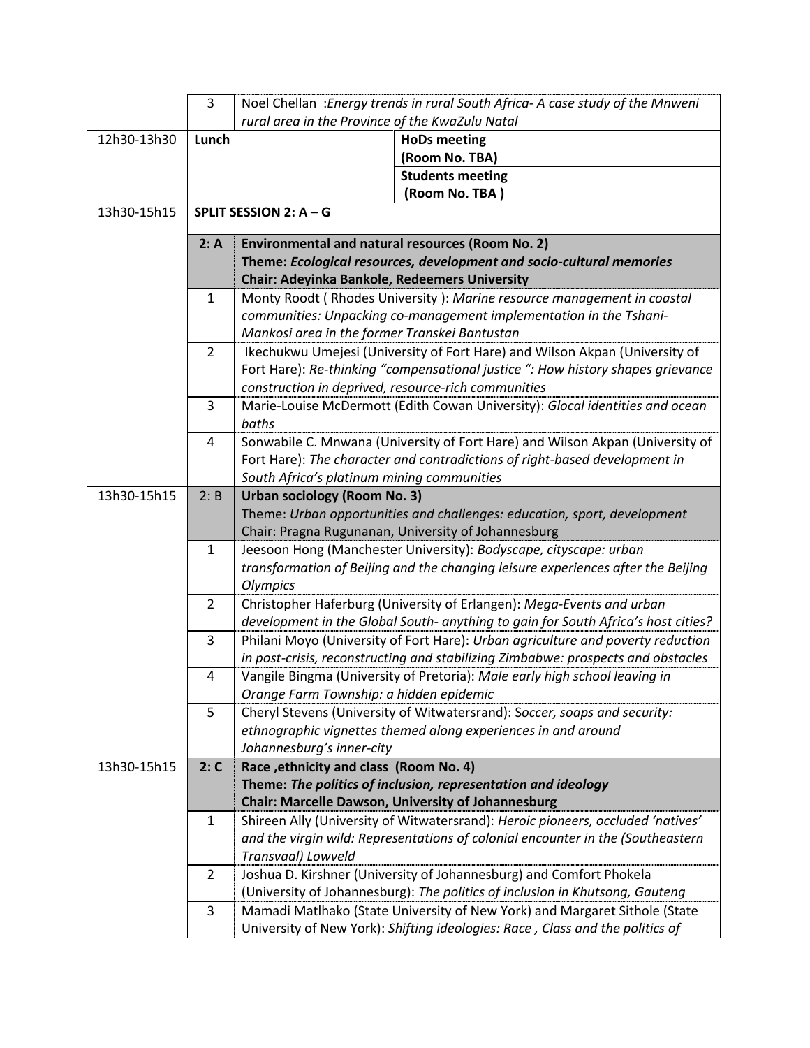| | | | |
|---|---|---|---|
| | 3 | Noel Chellan :*Energy trends in rural South Africa- A case study of the Mnweni rural area in the Province of the KwaZulu Natal* | |
| 12h30-13h30 | **Lunch** | | **HoDs meeting (Room No. TBA)** |
| | | | **Students meeting (Room No. TBA )** |
| 13h30-15h15 | **SPLIT SESSION 2: A – G** | | |
| | **2: A** | **Environmental and natural resources (Room No. 2)** **Theme: *Ecological resources, development and socio-cultural memories*** **Chair: Adeyinka Bankole, Redeemers University** | |
| | 1 | Monty Roodt ( Rhodes University ): *Marine resource management in coastal communities: Unpacking co-management implementation in the Tshani-Mankosi area in the former Transkei Bantustan* | |
| | 2 | Ikechukwu Umejesi (University of Fort Hare) and Wilson Akpan (University of Fort Hare): *Re-thinking "compensational justice ": How history shapes grievance construction in deprived, resource-rich communities* | |
| | 3 | Marie-Louise McDermott (Edith Cowan University): *Glocal identities and ocean baths* | |
| | 4 | Sonwabile C. Mnwana (University of Fort Hare) and Wilson Akpan (University of Fort Hare): *The character and contradictions of right-based development in South Africa's platinum mining communities* | |
| 13h30-15h15 | 2: B | **Urban sociology (Room No. 3)** Theme: *Urban opportunities and challenges: education, sport, development* Chair: Pragna Rugunanan, University of Johannesburg | |
| | 1 | Jeesoon Hong (Manchester University): *Bodyscape, cityscape: urban transformation of Beijing and the changing leisure experiences after the Beijing Olympics* | |
| | 2 | Christopher Haferburg (University of Erlangen): *Mega-Events and urban development in the Global South- anything to gain for South Africa's host cities?* | |
| | 3 | Philani Moyo (University of Fort Hare): *Urban agriculture and poverty reduction in post-crisis, reconstructing and stabilizing Zimbabwe: prospects and obstacles* | |
| | 4 | Vangile Bingma (University of Pretoria): *Male early high school leaving in Orange Farm Township: a hidden epidemic* | |
| | 5 | Cheryl Stevens (University of Witwatersrand): S*occer, soaps and security: ethnographic vignettes themed along experiences in and around Johannesburg's inner-city* | |
| 13h30-15h15 | **2: C** | **Race ,ethnicity and class (Room No. 4)** **Theme: *The politics of inclusion, representation and ideology*** **Chair: Marcelle Dawson, University of Johannesburg** | |
| | 1 | Shireen Ally (University of Witwatersrand): *Heroic pioneers, occluded 'natives' and the virgin wild: Representations of colonial encounter in the (Southeastern Transvaal) Lowveld* | |
| | 2 | Joshua D. Kirshner (University of Johannesburg) and Comfort Phokela (University of Johannesburg): *The politics of inclusion in Khutsong, Gauteng* | |
| | 3 | Mamadi Matlhako (State University of New York) and Margaret Sithole (State University of New York): *Shifting ideologies: Race , Class and the politics of* | |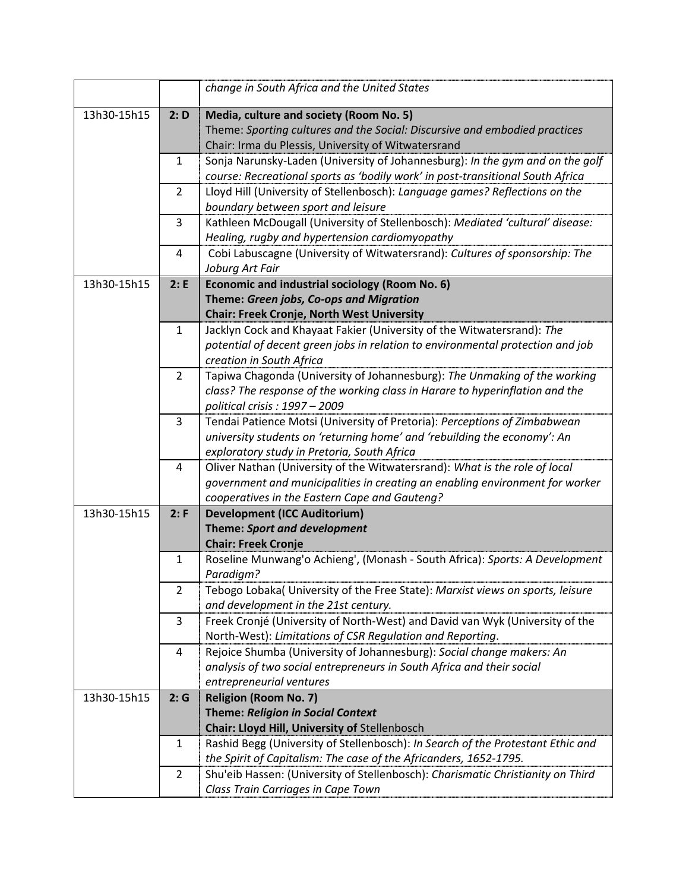| | | |
|---|---|---|
| | | *change in South Africa and the United States* |
| 13h30-15h15 | **2: D** | **Media, culture and society (Room No. 5)**<br>Theme: *Sporting cultures and the Social: Discursive and embodied practices*<br>Chair: Irma du Plessis, University of Witwatersrand |
| | 1 | Sonja Narunsky-Laden (University of Johannesburg): *In the gym and on the golf course: Recreational sports as 'bodily work' in post-transitional South Africa* |
| | 2 | Lloyd Hill (University of Stellenbosch): *Language games? Reflections on the boundary between sport and leisure* |
| | 3 | Kathleen McDougall (University of Stellenbosch): *Mediated 'cultural' disease: Healing, rugby and hypertension cardiomyopathy* |
| | 4 | Cobi Labuscagne (University of Witwatersrand): *Cultures of sponsorship: The Joburg Art Fair* |
| 13h30-15h15 | **2: E** | **Economic and industrial sociology (Room No. 6)**<br>**Theme: *Green jobs, Co-ops and Migration***<br>**Chair: Freek Cronje, North West University** |
| | 1 | Jacklyn Cock and Khayaat Fakier (University of the Witwatersrand): *The potential of decent green jobs in relation to environmental protection and job creation in South Africa* |
| | 2 | Tapiwa Chagonda (University of Johannesburg): *The Unmaking of the working class? The response of the working class in Harare to hyperinflation and the political crisis : 1997 – 2009* |
| | 3 | Tendai Patience Motsi (University of Pretoria): *Perceptions of Zimbabwean university students on 'returning home' and 'rebuilding the economy': An exploratory study in Pretoria, South Africa* |
| | 4 | Oliver Nathan (University of the Witwatersrand): *What is the role of local government and municipalities in creating an enabling environment for worker cooperatives in the Eastern Cape and Gauteng?* |
| 13h30-15h15 | **2: F** | **Development (ICC Auditorium)**<br>**Theme: *Sport and development***<br>**Chair: Freek Cronje** |
| | 1 | Roseline Munwang'o Achieng', (Monash - South Africa): *Sports: A Development Paradigm?* |
| | 2 | Tebogo Lobaka( University of the Free State): *Marxist views on sports, leisure and development in the 21st century.* |
| | 3 | Freek Cronjé (University of North-West) and David van Wyk (University of the North-West): *Limitations of CSR Regulation and Reporting*. |
| | 4 | Rejoice Shumba (University of Johannesburg): *Social change makers: An analysis of two social entrepreneurs in South Africa and their social entrepreneurial ventures* |
| 13h30-15h15 | **2: G** | **Religion (Room No. 7)**<br>**Theme: *Religion in Social Context***<br>**Chair: Lloyd Hill, University of** Stellenbosch |
| | 1 | Rashid Begg (University of Stellenbosch): *In Search of the Protestant Ethic and the Spirit of Capitalism: The case of the Africanders, 1652-1795.* |
| | 2 | Shu'eib Hassen: (University of Stellenbosch): *Charismatic Christianity on Third Class Train Carriages in Cape Town* |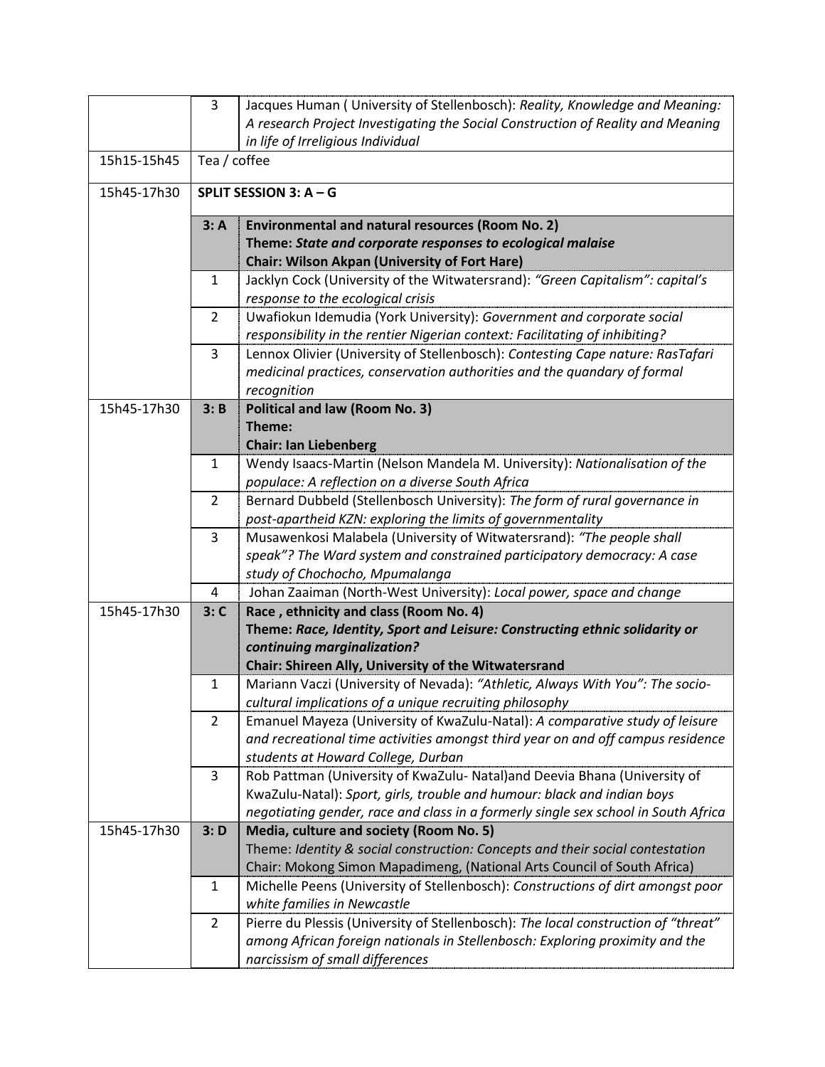| | | |
|---|---|---|
| | 3 | Jacques Human ( University of Stellenbosch): *Reality, Knowledge and Meaning: A research Project Investigating the Social Construction of Reality and Meaning in life of Irreligious Individual* |
| 15h15-15h45 | Tea / coffee | |
| 15h45-17h30 | **SPLIT SESSION 3: A – G** | |
| | **3: A** | **Environmental and natural resources (Room No. 2)**<br>**Theme: *State and corporate responses to ecological malaise***<br>**Chair: Wilson Akpan (University of Fort Hare)** |
| | 1 | Jacklyn Cock (University of the Witwatersrand): *"Green Capitalism": capital's response to the ecological crisis* |
| | 2 | Uwafiokun Idemudia (York University): *Government and corporate social responsibility in the rentier Nigerian context: Facilitating of inhibiting?* |
| | 3 | Lennox Olivier (University of Stellenbosch): *Contesting Cape nature: RasTafari medicinal practices, conservation authorities and the quandary of formal recognition* |
| 15h45-17h30 | **3: B** | **Political and law (Room No. 3)**<br>**Theme:**<br>**Chair: Ian Liebenberg** |
| | 1 | Wendy Isaacs-Martin (Nelson Mandela M. University): *Nationalisation of the populace: A reflection on a diverse South Africa* |
| | 2 | Bernard Dubbeld (Stellenbosch University): *The form of rural governance in post-apartheid KZN: exploring the limits of governmentality* |
| | 3 | Musawenkosi Malabela (University of Witwatersrand): *"The people shall speak"? The Ward system and constrained participatory democracy: A case study of Chochocho, Mpumalanga* |
| | 4 | Johan Zaaiman (North-West University): *Local power, space and change* |
| 15h45-17h30 | **3: C** | **Race , ethnicity and class (Room No. 4)**<br>**Theme: *Race, Identity, Sport and Leisure: Constructing ethnic solidarity or continuing marginalization?***<br>**Chair: Shireen Ally, University of the Witwatersrand** |
| | 1 | Mariann Vaczi (University of Nevada): *"Athletic, Always With You": The socio-cultural implications of a unique recruiting philosophy* |
| | 2 | Emanuel Mayeza (University of KwaZulu-Natal): *A comparative study of leisure and recreational time activities amongst third year on and off campus residence students at Howard College, Durban* |
| | 3 | Rob Pattman (University of KwaZulu- Natal)and Deevia Bhana (University of KwaZulu-Natal): *Sport, girls, trouble and humour: black and indian boys negotiating gender, race and class in a formerly single sex school in South Africa* |
| 15h45-17h30 | **3: D** | **Media, culture and society (Room No. 5)**<br>Theme: *Identity & social construction: Concepts and their social contestation*<br>Chair: Mokong Simon Mapadimeng, (National Arts Council of South Africa) |
| | 1 | Michelle Peens (University of Stellenbosch): *Constructions of dirt amongst poor white families in Newcastle* |
| | 2 | Pierre du Plessis (University of Stellenbosch): *The local construction of "threat" among African foreign nationals in Stellenbosch: Exploring proximity and the narcissism of small differences* |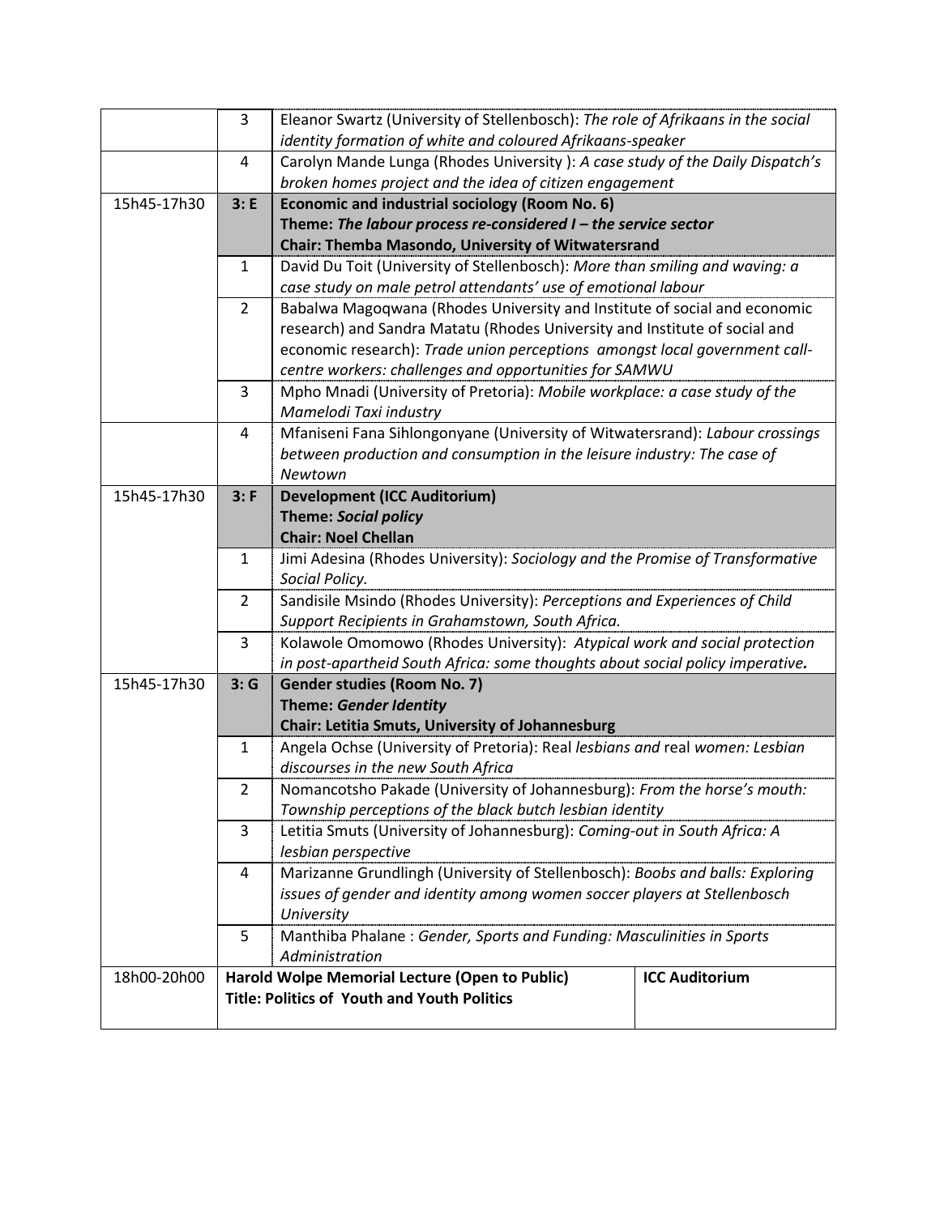| | | |
|---|---|---|
| | 3 | Eleanor Swartz (University of Stellenbosch): *The role of Afrikaans in the social identity formation of white and coloured Afrikaans-speaker* |
| | 4 | Carolyn Mande Lunga (Rhodes University ): *A case study of the Daily Dispatch's broken homes project and the idea of citizen engagement* |
| 15h45-17h30 | **3: E** | **Economic and industrial sociology (Room No. 6)** <br> **Theme: *The labour process re-considered I – the service sector*** <br> **Chair: Themba Masondo, University of Witwatersrand** |
| | 1 | David Du Toit (University of Stellenbosch): *More than smiling and waving: a case study on male petrol attendants' use of emotional labour* |
| | 2 | Babalwa Magoqwana (Rhodes University and Institute of social and economic research) and Sandra Matatu (Rhodes University and Institute of social and economic research): *Trade union perceptions amongst local government call-centre workers: challenges and opportunities for SAMWU* |
| | 3 | Mpho Mnadi (University of Pretoria): *Mobile workplace: a case study of the Mamelodi Taxi industry* |
| | 4 | Mfaniseni Fana Sihlongonyane (University of Witwatersrand): *Labour crossings between production and consumption in the leisure industry: The case of Newtown* |
| 15h45-17h30 | **3: F** | **Development (ICC Auditorium)** <br> **Theme: *Social policy*** <br> **Chair: Noel Chellan** |
| | 1 | Jimi Adesina (Rhodes University): *Sociology and the Promise of Transformative Social Policy.* |
| | 2 | Sandisile Msindo (Rhodes University): *Perceptions and Experiences of Child Support Recipients in Grahamstown, South Africa.* |
| | 3 | Kolawole Omomowo (Rhodes University): *Atypical work and social protection in post-apartheid South Africa: some thoughts about social policy imperative.* |
| 15h45-17h30 | **3: G** | **Gender studies (Room No. 7)** <br> **Theme: *Gender Identity*** <br> **Chair: Letitia Smuts, University of Johannesburg** |
| | 1 | Angela Ochse (University of Pretoria): Real *lesbians and* real *women: Lesbian discourses in the new South Africa* |
| | 2 | Nomancotsho Pakade (University of Johannesburg): *From the horse's mouth: Township perceptions of the black butch lesbian identity* |
| | 3 | Letitia Smuts (University of Johannesburg): *Coming-out in South Africa: A lesbian perspective* |
| | 4 | Marizanne Grundlingh (University of Stellenbosch): *Boobs and balls: Exploring issues of gender and identity among women soccer players at Stellenbosch University* |
| | 5 | Manthiba Phalane : *Gender, Sports and Funding: Masculinities in Sports Administration* |
| 18h00-20h00 | **Harold Wolpe Memorial Lecture (Open to Public)** <br> **Title: Politics of Youth and Youth Politics** | **ICC Auditorium** |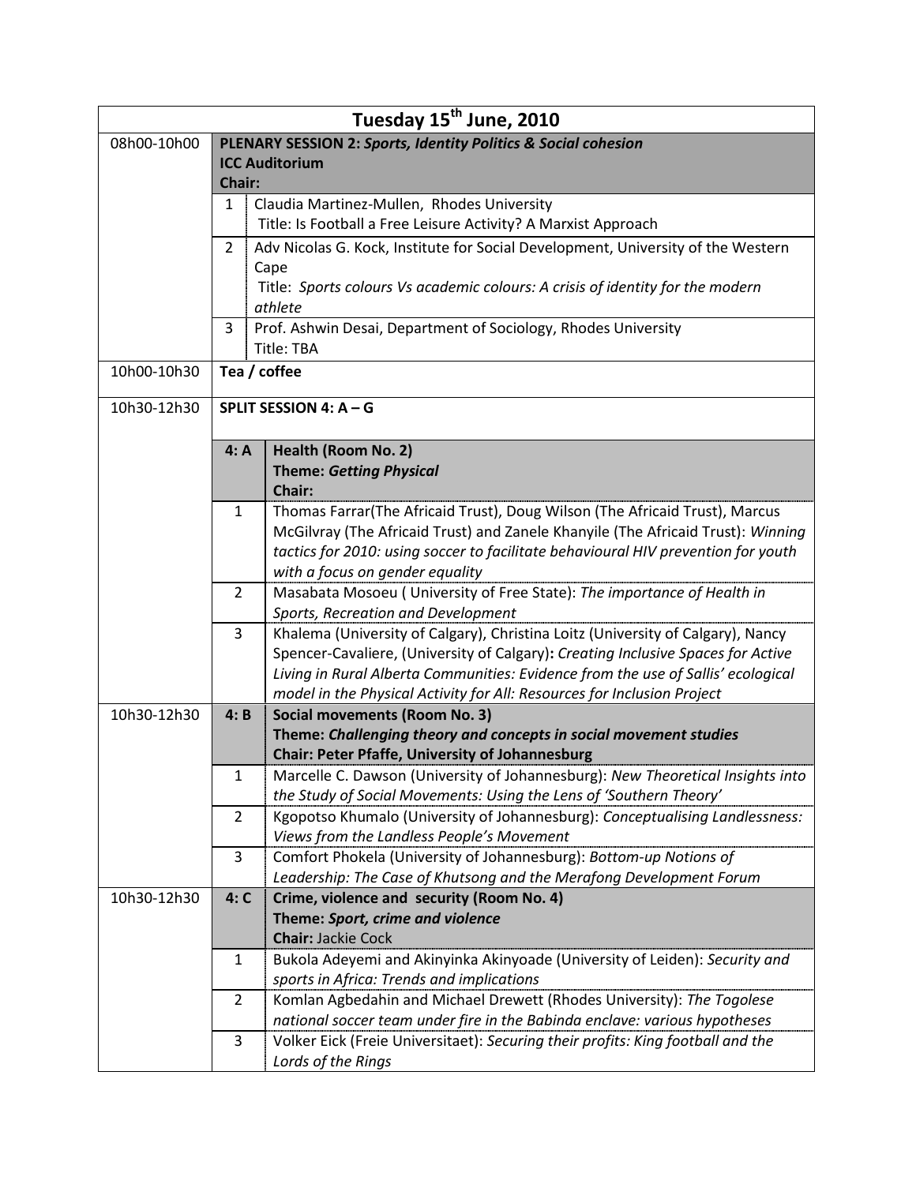# Tuesday 15th June, 2010

| Time | | |
|---|---|---|
| 08h00-10h00 | **PLENARY SESSION 2: *Sports, Identity Politics & Social cohesion*** **ICC Auditorium** **Chair:** | |
| | 1 | Claudia Martinez-Mullen, Rhodes University<br>Title: Is Football a Free Leisure Activity? A Marxist Approach |
| | 2 | Adv Nicolas G. Kock, Institute for Social Development, University of the Western Cape<br>Title: *Sports colours Vs academic colours: A crisis of identity for the modern athlete* |
| | 3 | Prof. Ashwin Desai, Department of Sociology, Rhodes University<br>Title: TBA |
| 10h00-10h30 | **Tea / coffee** | |
| 10h30-12h30 | **SPLIT SESSION 4: A – G** | |
| | **4: A** | **Health (Room No. 2)**<br>**Theme: *Getting Physical***<br>**Chair:** |
| | 1 | Thomas Farrar(The Africaid Trust), Doug Wilson (The Africaid Trust), Marcus McGilvray (The Africaid Trust) and Zanele Khanyile (The Africaid Trust): *Winning tactics for 2010: using soccer to facilitate behavioural HIV prevention for youth with a focus on gender equality* |
| | 2 | Masabata Mosoeu ( University of Free State): *The importance of Health in Sports, Recreation and Development* |
| | 3 | Khalema (University of Calgary), Christina Loitz (University of Calgary), Nancy Spencer-Cavaliere, (University of Calgary)**:** *Creating Inclusive Spaces for Active Living in Rural Alberta Communities: Evidence from the use of Sallis' ecological model in the Physical Activity for All: Resources for Inclusion Project* |
| 10h30-12h30 | **4: B** | **Social movements (Room No. 3)**<br>**Theme: *Challenging theory and concepts in social movement studies***<br>**Chair: Peter Pfaffe, University of Johannesburg** |
| | 1 | Marcelle C. Dawson (University of Johannesburg): *New Theoretical Insights into the Study of Social Movements: Using the Lens of 'Southern Theory'* |
| | 2 | Kgopotso Khumalo (University of Johannesburg): *Conceptualising Landlessness: Views from the Landless People's Movement* |
| | 3 | Comfort Phokela (University of Johannesburg): *Bottom-up Notions of Leadership: The Case of Khutsong and the Merafong Development Forum* |
| 10h30-12h30 | **4: C** | **Crime, violence and security (Room No. 4)**<br>**Theme: *Sport, crime and violence***<br>**Chair:** Jackie Cock |
| | 1 | Bukola Adeyemi and Akinyinka Akinyoade (University of Leiden): *Security and sports in Africa: Trends and implications* |
| | 2 | Komlan Agbedahin and Michael Drewett (Rhodes University): *The Togolese national soccer team under fire in the Babinda enclave: various hypotheses* |
| | 3 | Volker Eick (Freie Universitaet): *Securing their profits: King football and the Lords of the Rings* |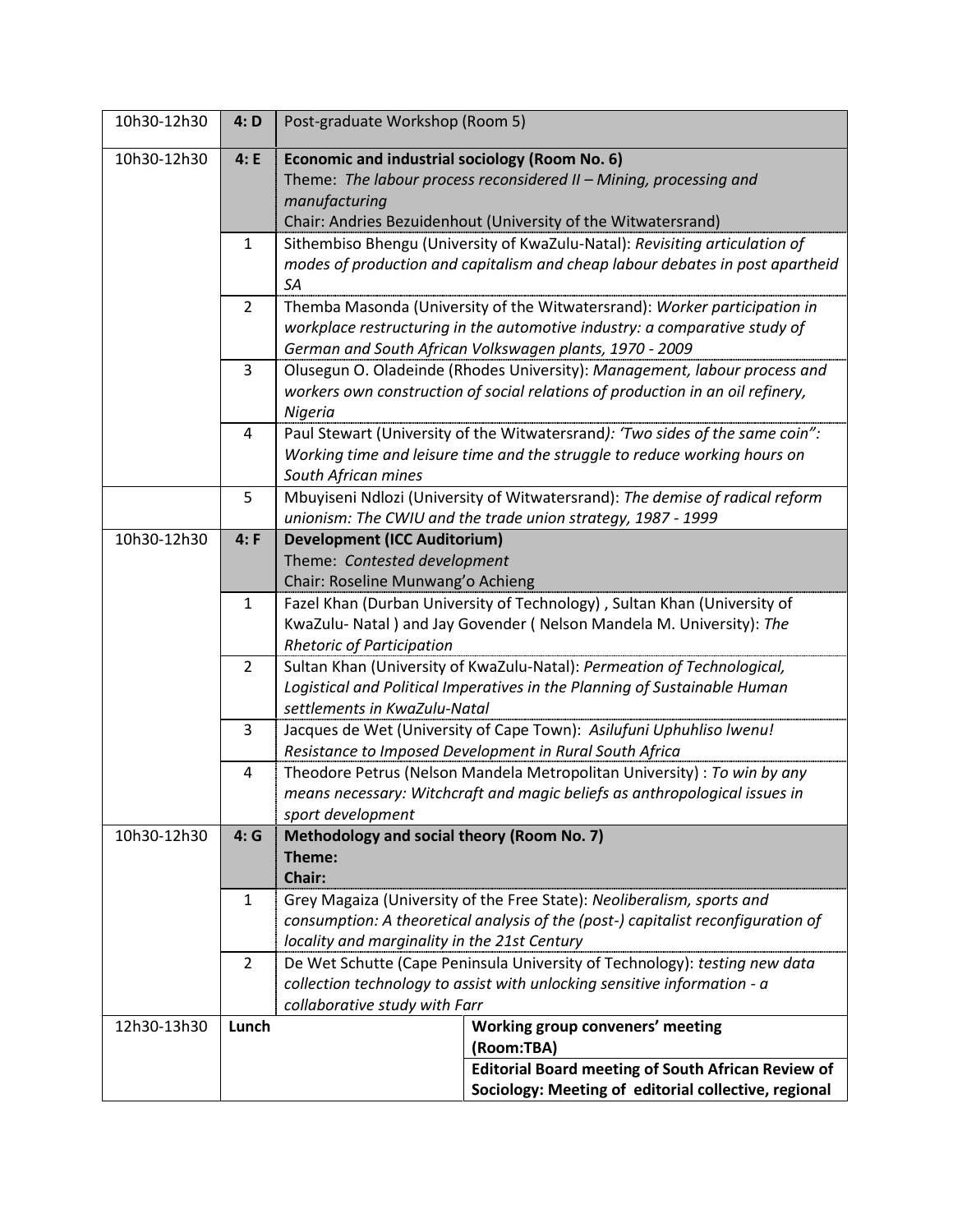| | | |
|---|---|---|
| 10h30-12h30 | **4: D** | Post-graduate Workshop (Room 5) |
| 10h30-12h30 | **4: E** | **Economic and industrial sociology (Room No. 6)**<br>Theme: *The labour process reconsidered II – Mining, processing and manufacturing*<br>Chair: Andries Bezuidenhout (University of the Witwatersrand) |
| | 1 | Sithembiso Bhengu (University of KwaZulu-Natal): *Revisiting articulation of modes of production and capitalism and cheap labour debates in post apartheid SA* |
| | 2 | Themba Masonda (University of the Witwatersrand): *Worker participation in workplace restructuring in the automotive industry: a comparative study of German and South African Volkswagen plants, 1970 - 2009* |
| | 3 | Olusegun O. Oladeinde (Rhodes University): *Management, labour process and workers own construction of social relations of production in an oil refinery, Nigeria* |
| | 4 | Paul Stewart (University of the Witwatersrand*): 'Two sides of the same coin": Working time and leisure time and the struggle to reduce working hours on South African mines* |
| | 5 | Mbuyiseni Ndlozi (University of Witwatersrand): *The demise of radical reform unionism: The CWIU and the trade union strategy, 1987 - 1999* |
| 10h30-12h30 | **4: F** | **Development (ICC Auditorium)**<br>Theme: *Contested development*<br>Chair: Roseline Munwang'o Achieng |
| | 1 | Fazel Khan (Durban University of Technology) , Sultan Khan (University of KwaZulu- Natal ) and Jay Govender ( Nelson Mandela M. University): *The Rhetoric of Participation* |
| | 2 | Sultan Khan (University of KwaZulu-Natal): *Permeation of Technological, Logistical and Political Imperatives in the Planning of Sustainable Human settlements in KwaZulu-Natal* |
| | 3 | Jacques de Wet (University of Cape Town): *Asilufuni Uphuhliso lwenu! Resistance to Imposed Development in Rural South Africa* |
| | 4 | Theodore Petrus (Nelson Mandela Metropolitan University) : *To win by any means necessary: Witchcraft and magic beliefs as anthropological issues in sport development* |
| 10h30-12h30 | **4: G** | **Methodology and social theory (Room No. 7)**<br>**Theme:**<br>**Chair:** |
| | 1 | Grey Magaiza (University of the Free State): *Neoliberalism, sports and consumption: A theoretical analysis of the (post-) capitalist reconfiguration of locality and marginality in the 21st Century* |
| | 2 | De Wet Schutte (Cape Peninsula University of Technology): *testing new data collection technology to assist with unlocking sensitive information - a collaborative study with Farr* |
| 12h30-13h30 | **Lunch** | **Working group conveners' meeting (Room:TBA)**<br>**Editorial Board meeting of South African Review of Sociology: Meeting of editorial collective, regional** |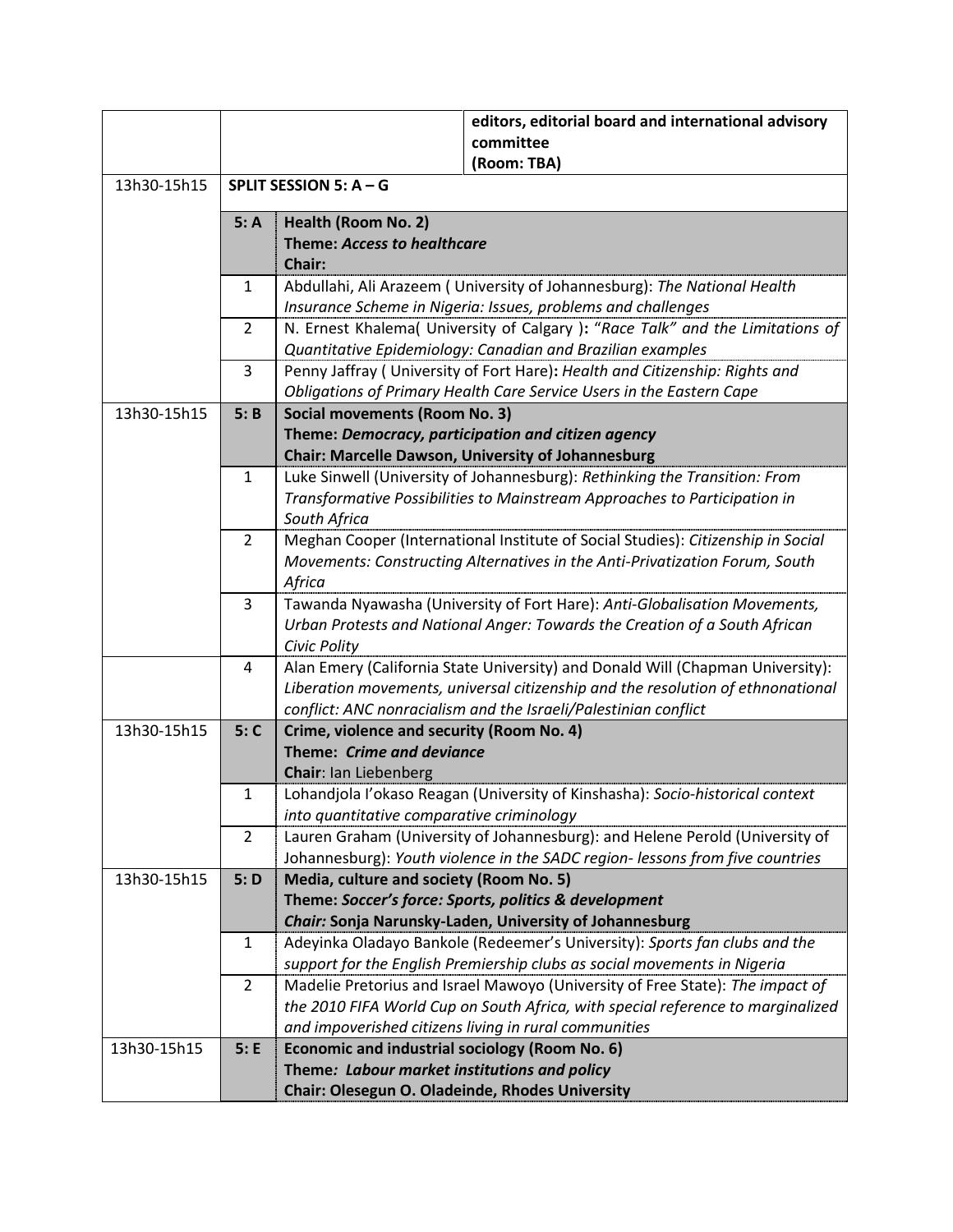| | | | |
|---|---|---|---|
| | | | **editors, editorial board and international advisory committee (Room: TBA)** |
| 13h30-15h15 | **SPLIT SESSION 5: A – G** | | |
| | **5: A** | **Health (Room No. 2)**<br>**Theme: *Access to healthcare***<br>**Chair:** | |
| | 1 | Abdullahi, Ali Arazeem ( University of Johannesburg): *The National Health Insurance Scheme in Nigeria: Issues, problems and challenges* | |
| | 2 | N. Ernest Khalema( University of Calgary )**:** *"Race Talk" and the Limitations of Quantitative Epidemiology: Canadian and Brazilian examples* | |
| | 3 | Penny Jaffray ( University of Fort Hare)**:** *Health and Citizenship: Rights and Obligations of Primary Health Care Service Users in the Eastern Cape* | |
| 13h30-15h15 | **5: B** | **Social movements (Room No. 3)**<br>**Theme: *Democracy, participation and citizen agency***<br>**Chair: Marcelle Dawson, University of Johannesburg** | |
| | 1 | Luke Sinwell (University of Johannesburg): *Rethinking the Transition: From Transformative Possibilities to Mainstream Approaches to Participation in South Africa* | |
| | 2 | Meghan Cooper (International Institute of Social Studies): *Citizenship in Social Movements: Constructing Alternatives in the Anti-Privatization Forum, South Africa* | |
| | 3 | Tawanda Nyawasha (University of Fort Hare): *Anti-Globalisation Movements, Urban Protests and National Anger: Towards the Creation of a South African Civic Polity* | |
| | 4 | Alan Emery (California State University) and Donald Will (Chapman University): *Liberation movements, universal citizenship and the resolution of ethnonational conflict: ANC nonracialism and the Israeli/Palestinian conflict* | |
| 13h30-15h15 | **5: C** | **Crime, violence and security (Room No. 4)**<br>**Theme: *Crime and deviance***<br>**Chair**: Ian Liebenberg | |
| | 1 | Lohandjola I'okaso Reagan (University of Kinshasha): *Socio-historical context into quantitative comparative criminology* | |
| | 2 | Lauren Graham (University of Johannesburg): and Helene Perold (University of Johannesburg): *Youth violence in the SADC region- lessons from five countries* | |
| 13h30-15h15 | **5: D** | **Media, culture and society (Room No. 5)**<br>**Theme: *Soccer's force: Sports, politics & development***<br>***Chair:* Sonja Narunsky-Laden, University of Johannesburg** | |
| | 1 | Adeyinka Oladayo Bankole (Redeemer's University): *Sports fan clubs and the support for the English Premiership clubs as social movements in Nigeria* | |
| | 2 | Madelie Pretorius and Israel Mawoyo (University of Free State): *The impact of the 2010 FIFA World Cup on South Africa, with special reference to marginalized and impoverished citizens living in rural communities* | |
| 13h30-15h15 | **5: E** | **Economic and industrial sociology (Room No. 6)**<br>**Theme*: Labour market institutions and policy***<br>**Chair: Olesegun O. Oladeinde, Rhodes University** | |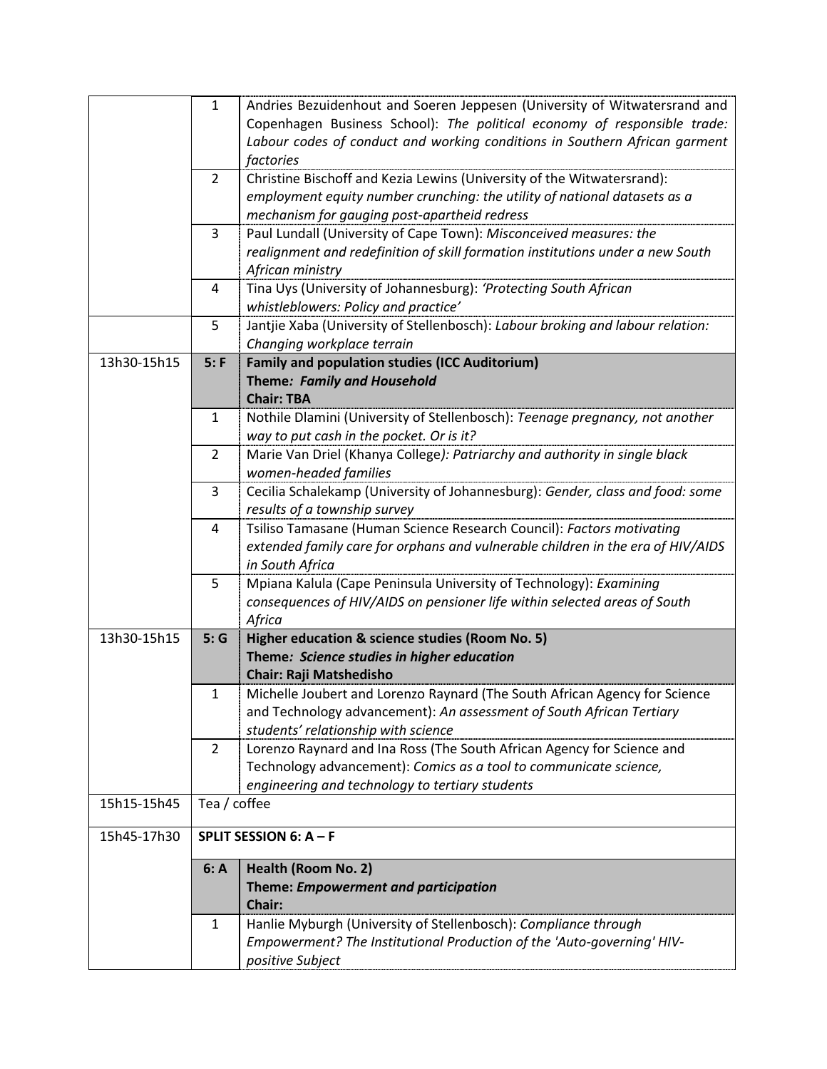| | | |
|---|---|---|
| | 1 | Andries Bezuidenhout and Soeren Jeppesen (University of Witwatersrand and Copenhagen Business School): *The political economy of responsible trade: Labour codes of conduct and working conditions in Southern African garment factories* |
| | 2 | Christine Bischoff and Kezia Lewins (University of the Witwatersrand): *employment equity number crunching: the utility of national datasets as a mechanism for gauging post-apartheid redress* |
| | 3 | Paul Lundall (University of Cape Town): *Misconceived measures: the realignment and redefinition of skill formation institutions under a new South African ministry* |
| | 4 | Tina Uys (University of Johannesburg): *'Protecting South African whistleblowers: Policy and practice'* |
| | 5 | Jantjie Xaba (University of Stellenbosch): *Labour broking and labour relation: Changing workplace terrain* |
| 13h30-15h15 | **5: F** | **Family and population studies (ICC Auditorium)**<br>**Theme: *Family and Household***<br>**Chair: TBA** |
| | 1 | Nothile Dlamini (University of Stellenbosch): *Teenage pregnancy, not another way to put cash in the pocket. Or is it?* |
| | 2 | Marie Van Driel (Khanya College*): Patriarchy and authority in single black women-headed families* |
| | 3 | Cecilia Schalekamp (University of Johannesburg): *Gender, class and food: some results of a township survey* |
| | 4 | Tsiliso Tamasane (Human Science Research Council): *Factors motivating extended family care for orphans and vulnerable children in the era of HIV/AIDS in South Africa* |
| | 5 | Mpiana Kalula (Cape Peninsula University of Technology): *Examining consequences of HIV/AIDS on pensioner life within selected areas of South Africa* |
| 13h30-15h15 | **5: G** | **Higher education & science studies (Room No. 5)**<br>**Theme*: Science studies in higher education***<br>**Chair: Raji Matshedisho** |
| | 1 | Michelle Joubert and Lorenzo Raynard (The South African Agency for Science and Technology advancement): *An assessment of South African Tertiary students' relationship with science* |
| | 2 | Lorenzo Raynard and Ina Ross (The South African Agency for Science and Technology advancement): *Comics as a tool to communicate science, engineering and technology to tertiary students* |
| 15h15-15h45 | Tea / coffee | |
| 15h45-17h30 | **SPLIT SESSION 6: A – F** | |
| | **6: A** | **Health (Room No. 2)**<br>**Theme: *Empowerment and participation***<br>**Chair:** |
| | 1 | Hanlie Myburgh (University of Stellenbosch): *Compliance through Empowerment? The Institutional Production of the 'Auto-governing' HIV-positive Subject* |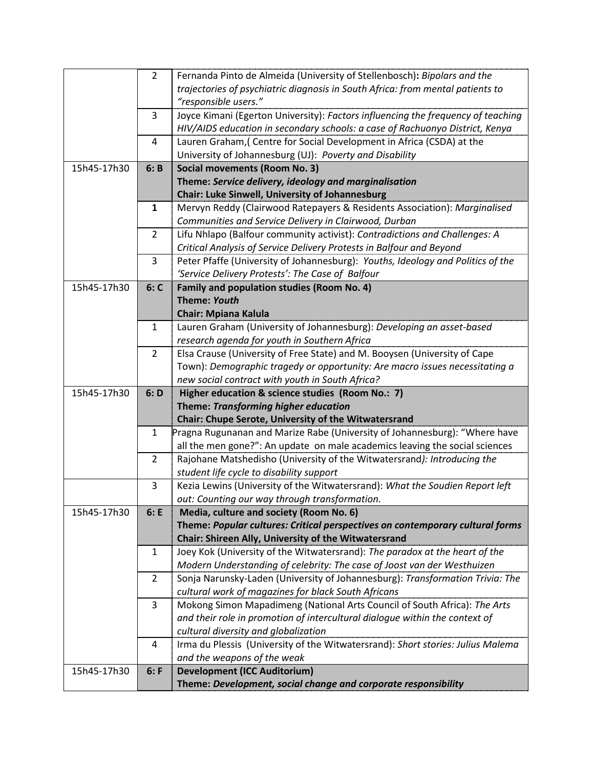| | | |
|---|---|---|
| | 2 | Fernanda Pinto de Almeida (University of Stellenbosch)**:** *Bipolars and the trajectories of psychiatric diagnosis in South Africa: from mental patients to "responsible users."* |
| | 3 | Joyce Kimani (Egerton University): *Factors influencing the frequency of teaching HIV/AIDS education in secondary schools: a case of Rachuonyo District, Kenya* |
| | 4 | Lauren Graham,( Centre for Social Development in Africa (CSDA) at the University of Johannesburg (UJ): *Poverty and Disability* |
| 15h45-17h30 | **6: B** | **Social movements (Room No. 3)**<br>**Theme: *Service delivery, ideology and marginalisation***<br>**Chair: Luke Sinwell, University of Johannesburg** |
| | **1** | Mervyn Reddy (Clairwood Ratepayers & Residents Association): *Marginalised Communities and Service Delivery in Clairwood, Durban* |
| | 2 | Lifu Nhlapo (Balfour community activist): *Contradictions and Challenges: A Critical Analysis of Service Delivery Protests in Balfour and Beyond* |
| | 3 | Peter Pfaffe (University of Johannesburg): *Youths, Ideology and Politics of the 'Service Delivery Protests': The Case of Balfour* |
| 15h45-17h30 | **6: C** | **Family and population studies (Room No. 4)**<br>**Theme: *Youth***<br>**Chair: Mpiana Kalula** |
| | 1 | Lauren Graham (University of Johannesburg): *Developing an asset-based research agenda for youth in Southern Africa* |
| | 2 | Elsa Crause (University of Free State) and M. Booysen (University of Cape Town): *Demographic tragedy or opportunity: Are macro issues necessitating a new social contract with youth in South Africa?* |
| 15h45-17h30 | **6: D** | **Higher education & science studies (Room No.: 7)**<br>**Theme: *Transforming higher education***<br>**Chair: Chupe Serote, University of the Witwatersrand** |
| | 1 | Pragna Rugunanan and Marize Rabe (University of Johannesburg): "Where have all the men gone?": An update on male academics leaving the social sciences |
| | 2 | Rajohane Matshedisho (University of the Witwatersrand*): Introducing the student life cycle to disability support* |
| | 3 | Kezia Lewins (University of the Witwatersrand): *What the Soudien Report left out: Counting our way through transformation.* |
| 15h45-17h30 | **6: E** | **Media, culture and society (Room No. 6)**<br>**Theme: *Popular cultures: Critical perspectives on contemporary cultural forms***<br>**Chair: Shireen Ally, University of the Witwatersrand** |
| | 1 | Joey Kok (University of the Witwatersrand): *The paradox at the heart of the Modern Understanding of celebrity: The case of Joost van der Westhuizen* |
| | 2 | Sonja Narunsky-Laden (University of Johannesburg): *Transformation Trivia: The cultural work of magazines for black South Africans* |
| | 3 | Mokong Simon Mapadimeng (National Arts Council of South Africa): *The Arts and their role in promotion of intercultural dialogue within the context of cultural diversity and globalization* |
| | 4 | Irma du Plessis (University of the Witwatersrand): *Short stories: Julius Malema and the weapons of the weak* |
| 15h45-17h30 | **6: F** | **Development (ICC Auditorium)**<br>**Theme: *Development, social change and corporate responsibility*** |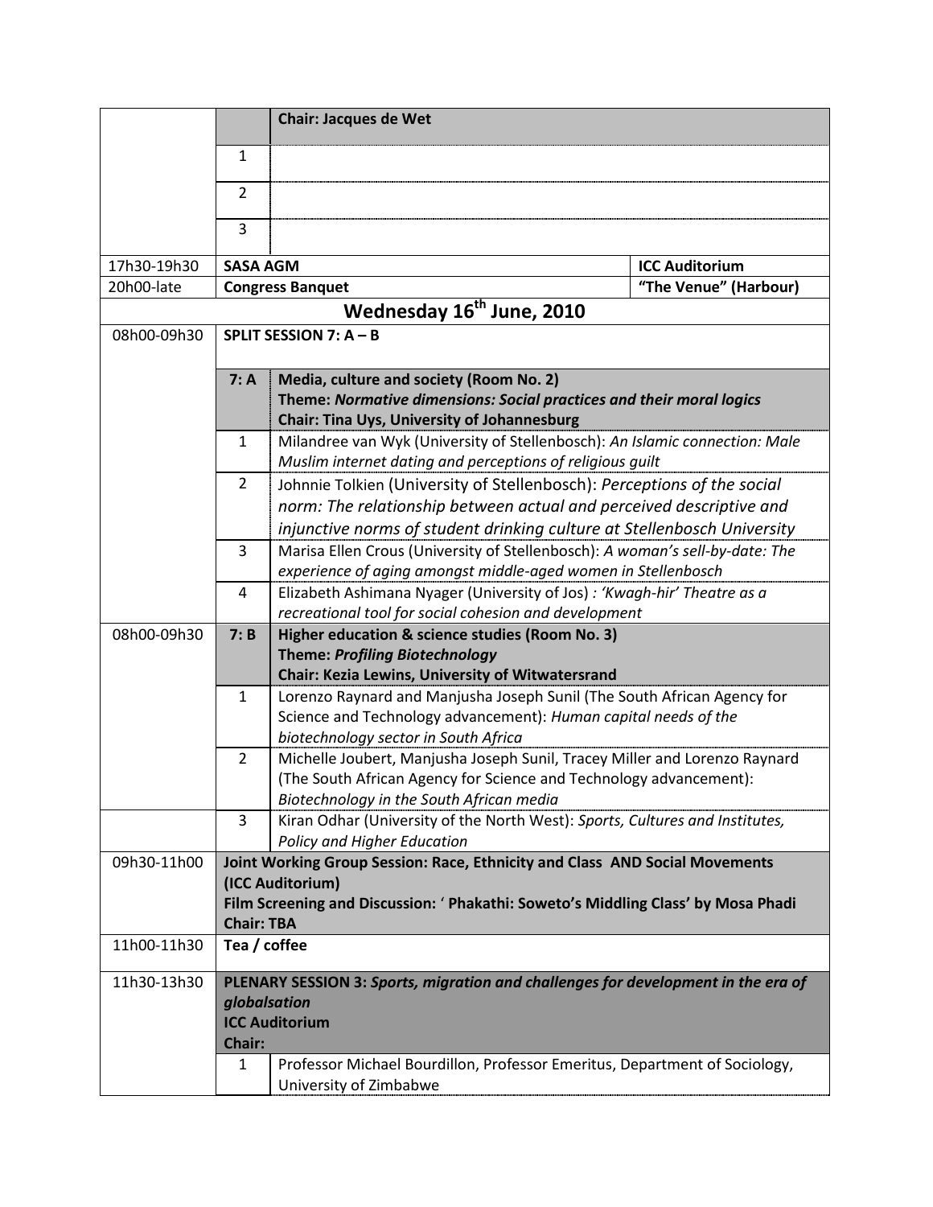| | | | |
|---|---|---|---|
| | | **Chair: Jacques de Wet** | |
| | 1 | | |
| | 2 | | |
| | 3 | | |
| 17h30-19h30 | **SASA AGM** | | **ICC Auditorium** |
| 20h00-late | **Congress Banquet** | | **"The Venue" (Harbour)** |

## Wednesday 16th June, 2010

| | | |
|---|---|---|
| 08h00-09h30 | **SPLIT SESSION 7: A – B** | |
| | **7: A** | **Media, culture and society (Room No. 2)**<br>**Theme: *Normative dimensions: Social practices and their moral logics***<br>**Chair: Tina Uys, University of Johannesburg** |
| | 1 | Milandree van Wyk (University of Stellenbosch): *An Islamic connection: Male Muslim internet dating and perceptions of religious guilt* |
| | 2 | Johnnie Tolkien (University of Stellenbosch): *Perceptions of the social norm: The relationship between actual and perceived descriptive and injunctive norms of student drinking culture at Stellenbosch University* |
| | 3 | Marisa Ellen Crous (University of Stellenbosch): *A woman's sell-by-date: The experience of aging amongst middle-aged women in Stellenbosch* |
| | 4 | Elizabeth Ashimana Nyager (University of Jos) *: 'Kwagh-hir' Theatre as a recreational tool for social cohesion and development* |
| 08h00-09h30 | **7: B** | **Higher education & science studies (Room No. 3)**<br>**Theme: *Profiling Biotechnology***<br>**Chair: Kezia Lewins, University of Witwatersrand** |
| | 1 | Lorenzo Raynard and Manjusha Joseph Sunil (The South African Agency for Science and Technology advancement): *Human capital needs of the biotechnology sector in South Africa* |
| | 2 | Michelle Joubert, Manjusha Joseph Sunil, Tracey Miller and Lorenzo Raynard (The South African Agency for Science and Technology advancement): *Biotechnology in the South African media* |
| | 3 | Kiran Odhar (University of the North West): *Sports, Cultures and Institutes, Policy and Higher Education* |
| 09h30-11h00 | **Joint Working Group Session: Race, Ethnicity and Class AND Social Movements (ICC Auditorium)**<br>**Film Screening and Discussion: ' Phakathi: Soweto's Middling Class' by Mosa Phadi**<br>**Chair: TBA** | |
| 11h00-11h30 | **Tea / coffee** | |
| 11h30-13h30 | **PLENARY SESSION 3: *Sports, migration and challenges for development in the era of globalsation***<br>**ICC Auditorium**<br>**Chair:** | |
| | 1 | Professor Michael Bourdillon, Professor Emeritus, Department of Sociology, University of Zimbabwe |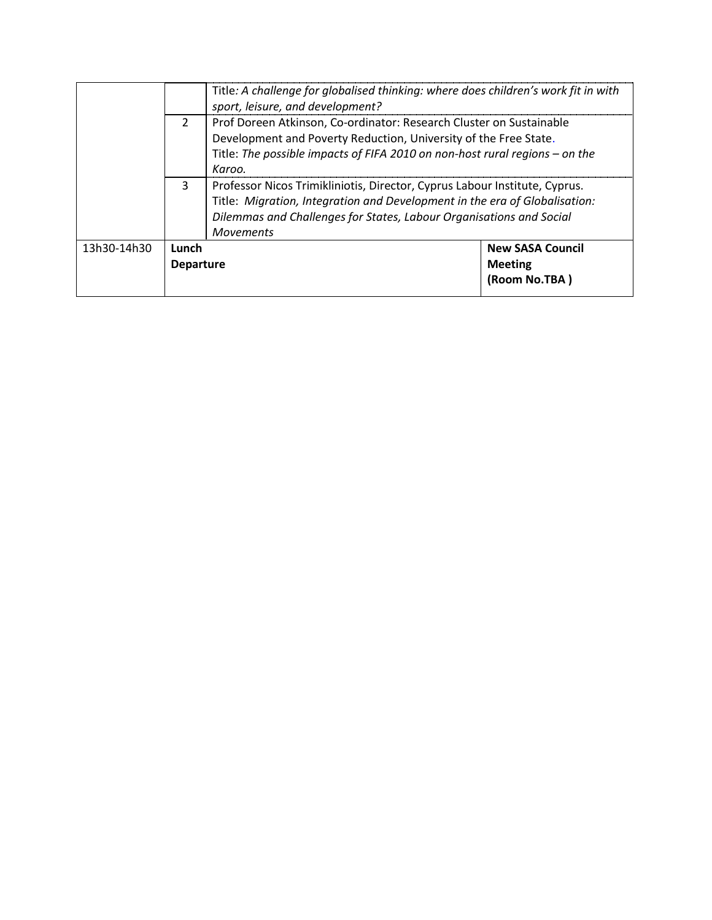| | | | |
|---|---|---|---|
| | | Title*: A challenge for globalised thinking: where does children's work fit in with sport, leisure, and development?* | |
| | 2 | Prof Doreen Atkinson, Co-ordinator: Research Cluster on Sustainable Development and Poverty Reduction, University of the Free State. Title: *The possible impacts of FIFA 2010 on non-host rural regions – on the Karoo.* | |
| | 3 | Professor Nicos Trimikliniotis, Director, Cyprus Labour Institute, Cyprus. Title: *Migration, Integration and Development in the era of Globalisation: Dilemmas and Challenges for States, Labour Organisations and Social Movements* | |
| 13h30-14h30 | **Lunch Departure** | | **New SASA Council Meeting (Room No.TBA )** |